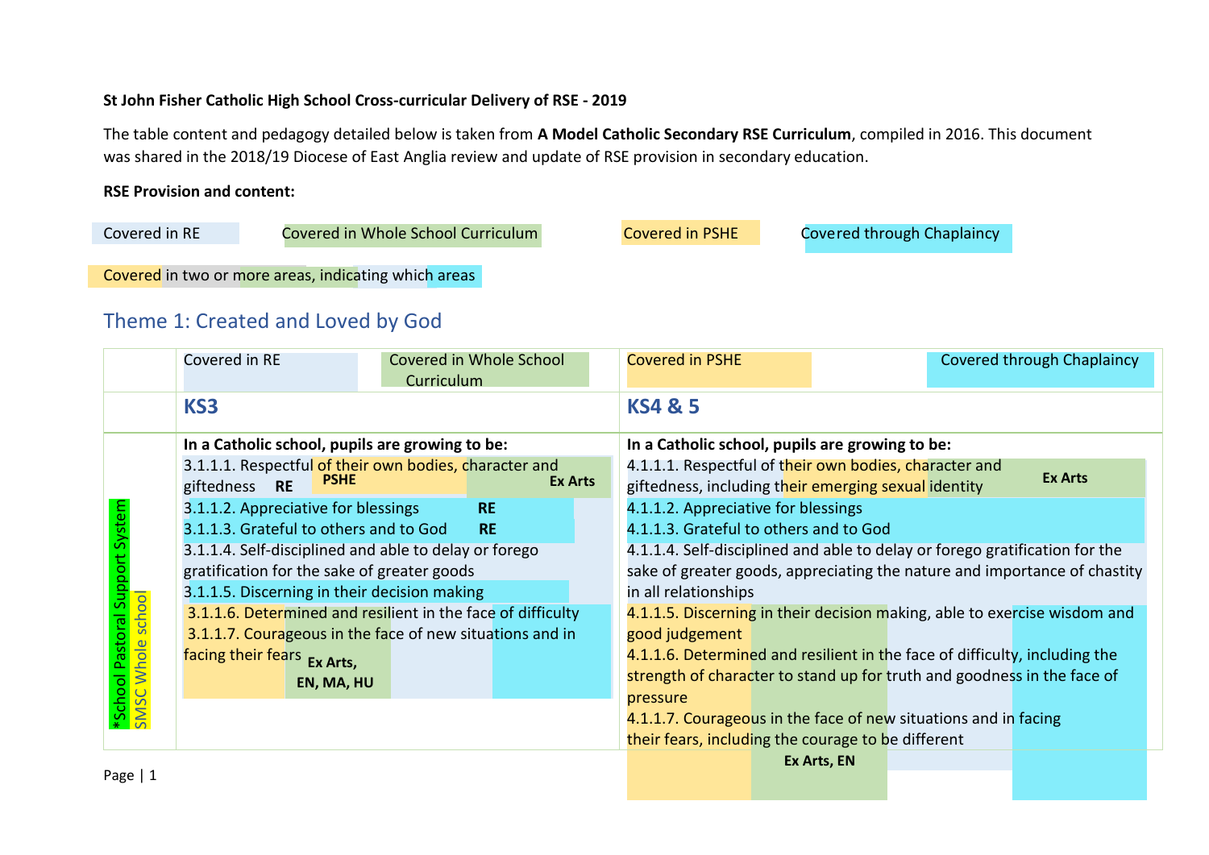**St John Fisher Catholic High School Cross-curricular Delivery of RSE - 2019**

The table content and pedagogy detailed below is taken from **A Model Catholic Secondary RSE Curriculum**, compiled in 2016. This document was shared in the 2018/19 Diocese of East Anglia review and update of RSE provision in secondary education.

**RSE Provision and content:**

Covered in RE | Covered in Whole School Curriculum | Covered in PSHE | Covered through Chaplaincy

Covered in two or more areas, indicating which areas

## Theme 1: Created and Loved by God

| | Covered in RE / Covered in Whole School Curriculum | Covered in PSHE / Covered through Chaplaincy |
|---|---|---|
| | **KS3** | **KS4 & 5** |
| *School Pastoral Support System / SMSC Whole school | **In a Catholic school, pupils are growing to be:**<br>3.1.1.1. Respectful of their own bodies, character and giftedness **RE** **PSHE** **Ex Arts**<br>3.1.1.2. Appreciative for blessings **RE**<br>3.1.1.3. Grateful to others and to God **RE**<br>3.1.1.4. Self-disciplined and able to delay or forego gratification for the sake of greater goods<br>3.1.1.5. Discerning in their decision making<br>3.1.1.6. Determined and resilient in the face of difficulty<br>3.1.1.7. Courageous in the face of new situations and in facing their fears **Ex Arts, EN, MA, HU** | **In a Catholic school, pupils are growing to be:**<br>4.1.1.1. Respectful of their own bodies, character and giftedness, including their emerging sexual identity **Ex Arts**<br>4.1.1.2. Appreciative for blessings<br>4.1.1.3. Grateful to others and to God<br>4.1.1.4. Self-disciplined and able to delay or forego gratification for the sake of greater goods, appreciating the nature and importance of chastity in all relationships<br>4.1.1.5. Discerning in their decision making, able to exercise wisdom and good judgement<br>4.1.1.6. Determined and resilient in the face of difficulty, including the strength of character to stand up for truth and goodness in the face of pressure<br>4.1.1.7. Courageous in the face of new situations and in facing their fears, including the courage to be different **Ex Arts, EN** |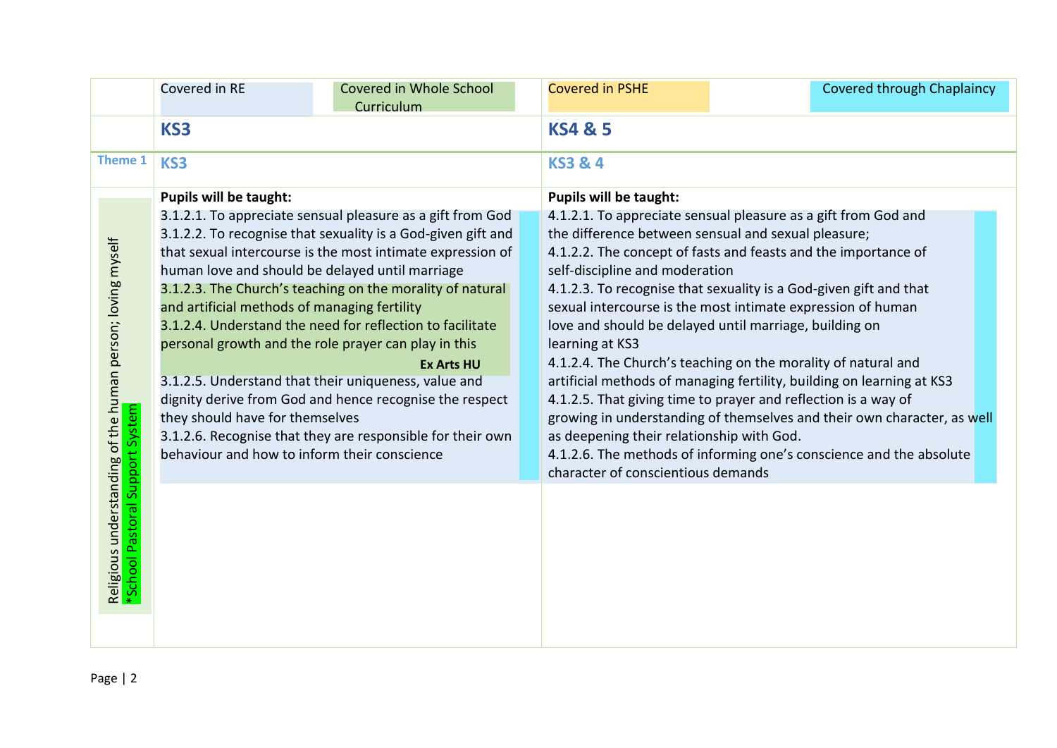| | Covered in RE / Covered in Whole School Curriculum | Covered in PSHE / Covered through Chaplaincy |
|---|---|---|
| | **KS3** | **KS4 & 5** |
| **Theme 1** | **KS3** | **KS3 & 4** |
| Religious understanding of the human person; loving myself<br>*School Pastoral Support System | **Pupils will be taught:**<br>3.1.2.1. To appreciate sensual pleasure as a gift from God<br>3.1.2.2. To recognise that sexuality is a God-given gift and that sexual intercourse is the most intimate expression of human love and should be delayed until marriage<br>3.1.2.3. The Church's teaching on the morality of natural and artificial methods of managing fertility<br>3.1.2.4. Understand the need for reflection to facilitate personal growth and the role prayer can play in this<br>**Ex Arts HU**<br>3.1.2.5. Understand that their uniqueness, value and dignity derive from God and hence recognise the respect they should have for themselves<br>3.1.2.6. Recognise that they are responsible for their own behaviour and how to inform their conscience | **Pupils will be taught:**<br>4.1.2.1. To appreciate sensual pleasure as a gift from God and the difference between sensual and sexual pleasure;<br>4.1.2.2. The concept of fasts and feasts and the importance of self-discipline and moderation<br>4.1.2.3. To recognise that sexuality is a God-given gift and that sexual intercourse is the most intimate expression of human love and should be delayed until marriage, building on learning at KS3<br>4.1.2.4. The Church's teaching on the morality of natural and artificial methods of managing fertility, building on learning at KS3<br>4.1.2.5. That giving time to prayer and reflection is a way of growing in understanding of themselves and their own character, as well as deepening their relationship with God.<br>4.1.2.6. The methods of informing one's conscience and the absolute character of conscientious demands |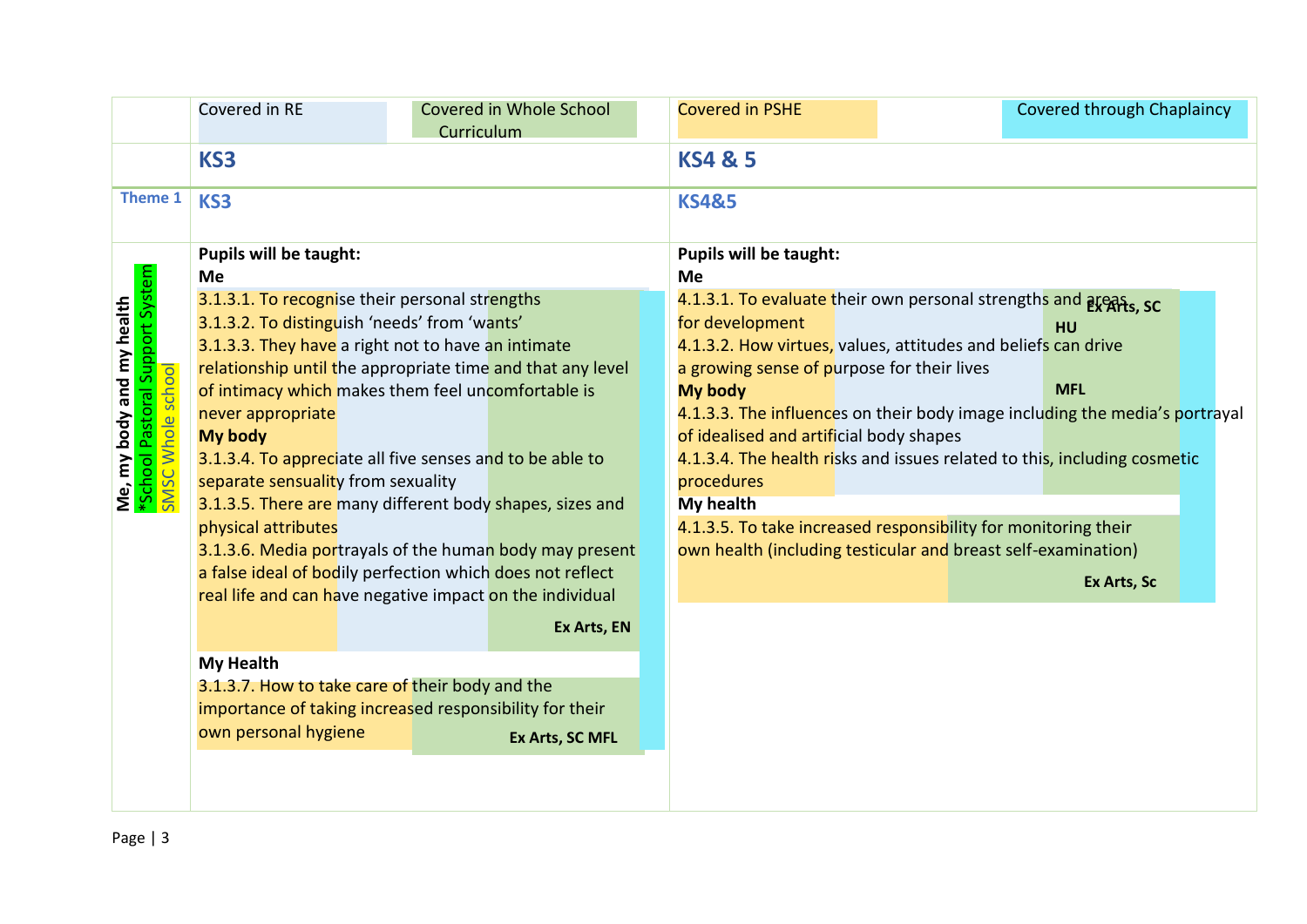| | Covered in RE | Covered in Whole School Curriculum | Covered in PSHE | Covered through Chaplaincy |
|---|---|---|---|---|
| | **KS3** | | **KS4 & 5** | |

| Theme 1 | KS3 | KS4&5 |
|---|---|---|
| **Me, my body and my health** *School Pastoral Support System SMSC Whole school | **Pupils will be taught:**<br>**Me**<br>3.1.3.1. To recognise their personal strengths<br>3.1.3.2. To distinguish 'needs' from 'wants'<br>3.1.3.3. They have a right not to have an intimate relationship until the appropriate time and that any level of intimacy which makes them feel uncomfortable is never appropriate<br>**My body**<br>3.1.3.4. To appreciate all five senses and to be able to separate sensuality from sexuality<br>3.1.3.5. There are many different body shapes, sizes and physical attributes<br>3.1.3.6. Media portrayals of the human body may present a false ideal of bodily perfection which does not reflect real life and can have negative impact on the individual<br>**Ex Arts, EN**<br>**My Health**<br>3.1.3.7. How to take care of their body and the importance of taking increased responsibility for their own personal hygiene<br>**Ex Arts, SC MFL** | **Pupils will be taught:**<br>**Me**<br>4.1.3.1. To evaluate their own personal strengths and areas for development<br>4.1.3.2. How virtues, values, attitudes and beliefs can drive a growing sense of purpose for their lives<br>**Ex Arts, SC HU MFL**<br>**My body**<br>4.1.3.3. The influences on their body image including the media's portrayal of idealised and artificial body shapes<br>4.1.3.4. The health risks and issues related to this, including cosmetic procedures<br>**My health**<br>4.1.3.5. To take increased responsibility for monitoring their own health (including testicular and breast self-examination)<br>**Ex Arts, Sc** |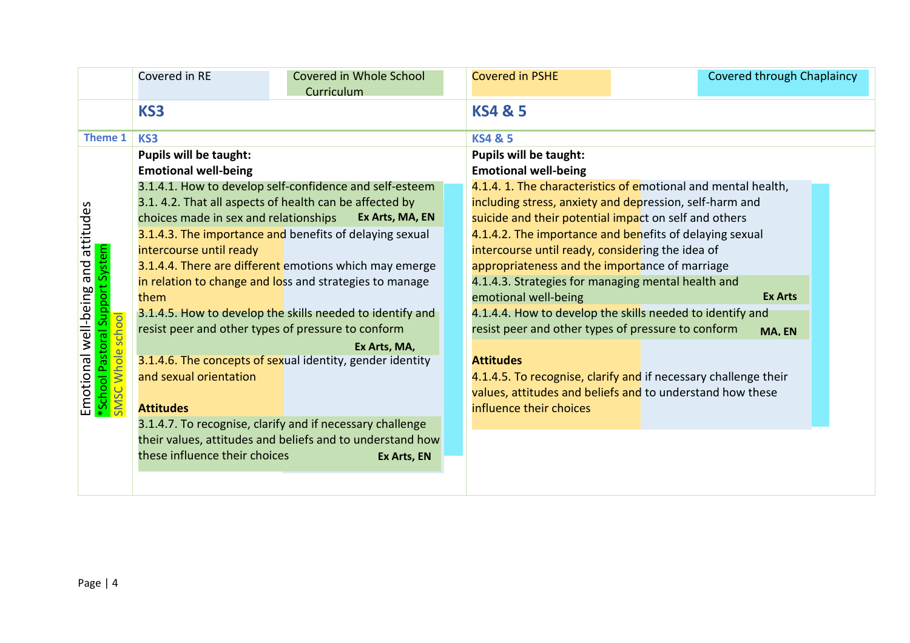| | Covered in RE / Covered in Whole School Curriculum | Covered in PSHE / Covered through Chaplaincy |
|---|---|---|
| | **KS3** | **KS4 & 5** |
| **Theme 1** | **KS3** | **KS4 & 5** |
| Emotional well-being and attitudes<br>*School Pastoral Support System<br>SMSC Whole school | **Pupils will be taught:**<br>**Emotional well-being**<br>3.1.4.1. How to develop self-confidence and self-esteem<br>3.1. 4.2. That all aspects of health can be affected by choices made in sex and relationships **Ex Arts, MA, EN**<br>3.1.4.3. The importance and benefits of delaying sexual intercourse until ready<br>3.1.4.4. There are different emotions which may emerge in relation to change and loss and strategies to manage them<br>3.1.4.5. How to develop the skills needed to identify and resist peer and other types of pressure to conform **Ex Arts, MA,**<br>3.1.4.6. The concepts of sexual identity, gender identity and sexual orientation<br><br>**Attitudes**<br>3.1.4.7. To recognise, clarify and if necessary challenge their values, attitudes and beliefs and to understand how these influence their choices **Ex Arts, EN** | **Pupils will be taught:**<br>**Emotional well-being**<br>4.1.4. 1. The characteristics of emotional and mental health, including stress, anxiety and depression, self-harm and suicide and their potential impact on self and others<br>4.1.4.2. The importance and benefits of delaying sexual intercourse until ready, considering the idea of appropriateness and the importance of marriage<br>4.1.4.3. Strategies for managing mental health and emotional well-being **Ex Arts**<br>4.1.4.4. How to develop the skills needed to identify and resist peer and other types of pressure to conform **MA, EN**<br><br>**Attitudes**<br>4.1.4.5. To recognise, clarify and if necessary challenge their values, attitudes and beliefs and to understand how these influence their choices |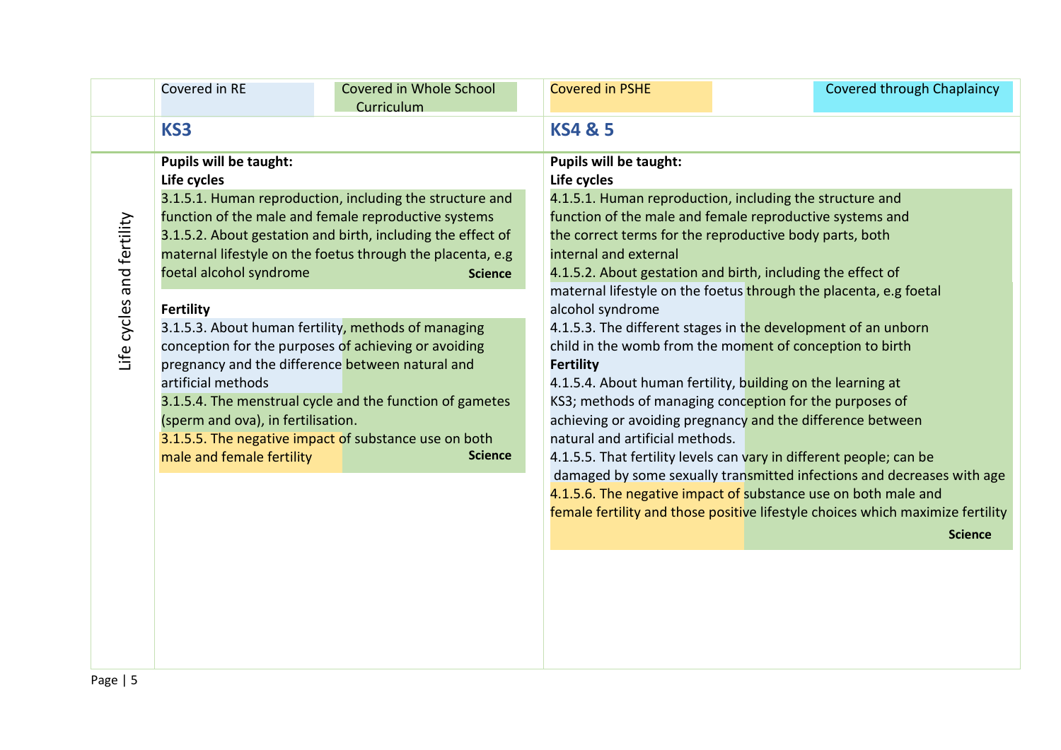| | Covered in RE / Covered in Whole School Curriculum | Covered in PSHE / Covered through Chaplaincy |
|---|---|---|
| | **KS3** | **KS4 & 5** |
| Life cycles and fertility | **Pupils will be taught:**<br>**Life cycles**<br>3.1.5.1. Human reproduction, including the structure and function of the male and female reproductive systems<br>3.1.5.2. About gestation and birth, including the effect of maternal lifestyle on the foetus through the placenta, e.g foetal alcohol syndrome **Science**<br><br>**Fertility**<br>3.1.5.3. About human fertility, methods of managing conception for the purposes of achieving or avoiding pregnancy and the difference between natural and artificial methods<br>3.1.5.4. The menstrual cycle and the function of gametes (sperm and ova), in fertilisation.<br>3.1.5.5. The negative impact of substance use on both male and female fertility **Science** | **Pupils will be taught:**<br>**Life cycles**<br>4.1.5.1. Human reproduction, including the structure and function of the male and female reproductive systems and the correct terms for the reproductive body parts, both internal and external<br>4.1.5.2. About gestation and birth, including the effect of maternal lifestyle on the foetus through the placenta, e.g foetal alcohol syndrome<br>4.1.5.3. The different stages in the development of an unborn child in the womb from the moment of conception to birth<br>**Fertility**<br>4.1.5.4. About human fertility, building on the learning at KS3; methods of managing conception for the purposes of achieving or avoiding pregnancy and the difference between natural and artificial methods.<br>4.1.5.5. That fertility levels can vary in different people; can be damaged by some sexually transmitted infections and decreases with age<br>4.1.5.6. The negative impact of substance use on both male and female fertility and those positive lifestyle choices which maximize fertility **Science** |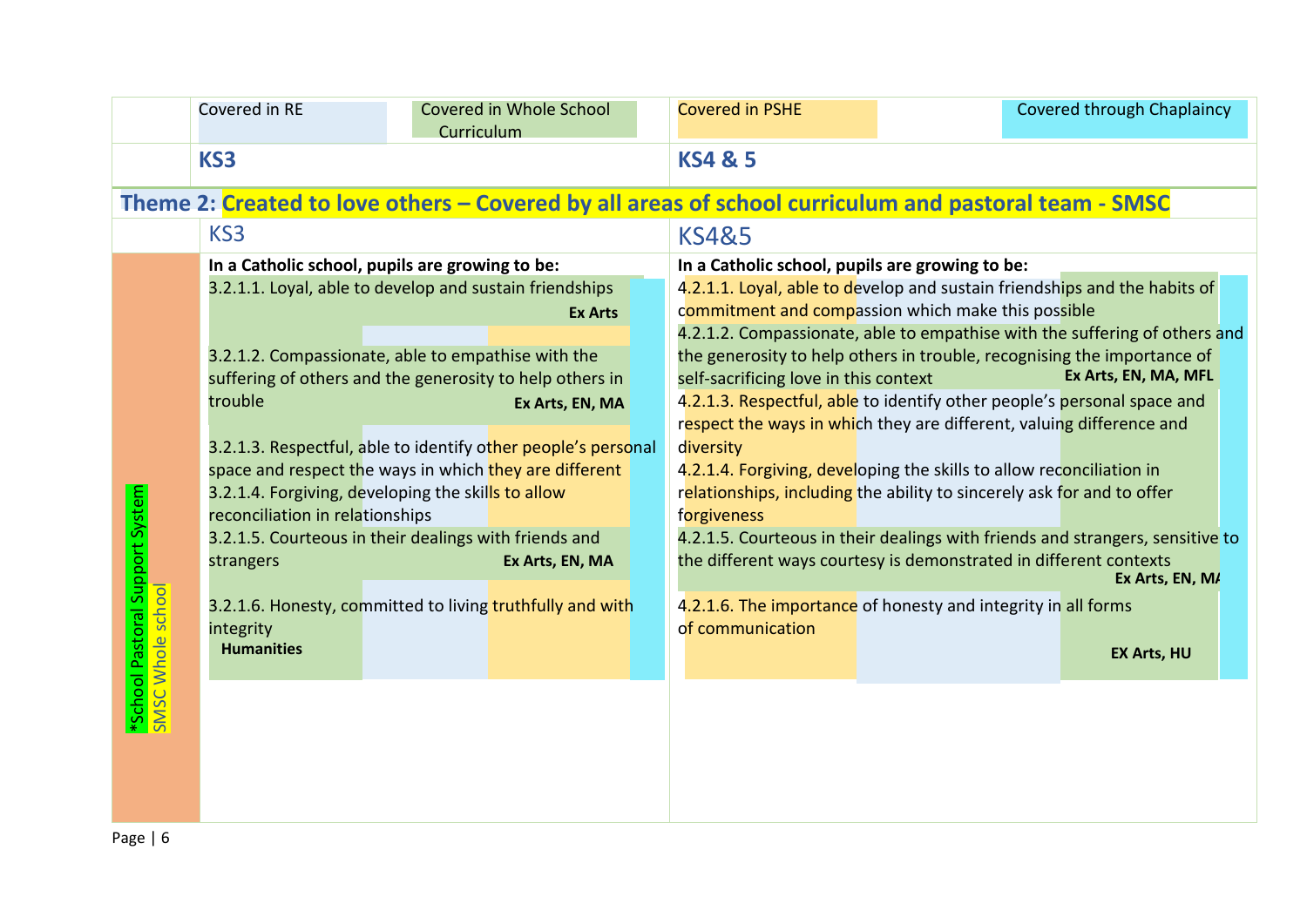| | Covered in RE / Covered in Whole School Curriculum | Covered in PSHE / Covered through Chaplaincy |
|---|---|---|
| | **KS3** | **KS4 & 5** |

## Theme 2: Created to love others – Covered by all areas of school curriculum and pastoral team - SMSC

| | KS3 | KS4&5 |
|---|---|---|
| *School Pastoral Support System<br>SMSC Whole school | **In a Catholic school, pupils are growing to be:**<br>3.2.1.1. Loyal, able to develop and sustain friendships **Ex Arts**<br><br>3.2.1.2. Compassionate, able to empathise with the suffering of others and the generosity to help others in trouble **Ex Arts, EN, MA**<br><br>3.2.1.3. Respectful, able to identify other people's personal space and respect the ways in which they are different<br>3.2.1.4. Forgiving, developing the skills to allow reconciliation in relationships<br>3.2.1.5. Courteous in their dealings with friends and strangers **Ex Arts, EN, MA**<br><br>3.2.1.6. Honesty, committed to living truthfully and with integrity **Humanities** | **In a Catholic school, pupils are growing to be:**<br>4.2.1.1. Loyal, able to develop and sustain friendships and the habits of commitment and compassion which make this possible<br>4.2.1.2. Compassionate, able to empathise with the suffering of others and the generosity to help others in trouble, recognising the importance of self-sacrificing love in this context **Ex Arts, EN, MA, MFL**<br>4.2.1.3. Respectful, able to identify other people's personal space and respect the ways in which they are different, valuing difference and diversity<br>4.2.1.4. Forgiving, developing the skills to allow reconciliation in relationships, including the ability to sincerely ask for and to offer forgiveness<br>4.2.1.5. Courteous in their dealings with friends and strangers, sensitive to the different ways courtesy is demonstrated in different contexts **Ex Arts, EN, MA**<br><br>4.2.1.6. The importance of honesty and integrity in all forms of communication **EX Arts, HU** |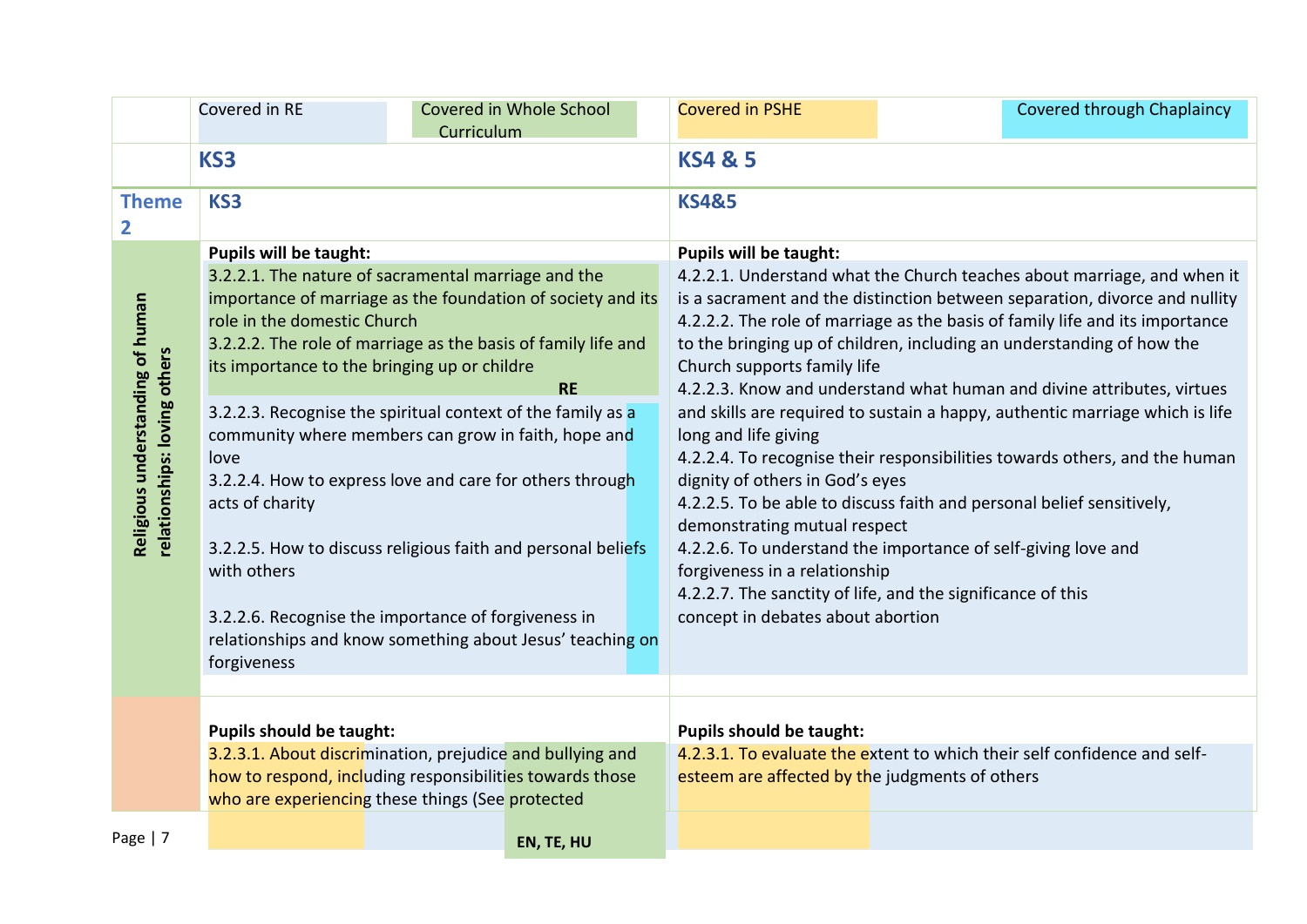| | Covered in RE / Covered in Whole School Curriculum | Covered in PSHE / Covered through Chaplaincy |
|---|---|---|
| | **KS3** | **KS4 & 5** |
| **Theme 2** | **KS3** | **KS4&5** |
| **Religious understanding of human relationships: loving others** | **Pupils will be taught:**<br>3.2.2.1. The nature of sacramental marriage and the importance of marriage as the foundation of society and its role in the domestic Church<br>3.2.2.2. The role of marriage as the basis of family life and its importance to the bringing up or childre<br>**RE**<br>3.2.2.3. Recognise the spiritual context of the family as a community where members can grow in faith, hope and love<br>3.2.2.4. How to express love and care for others through acts of charity<br>3.2.2.5. How to discuss religious faith and personal beliefs with others<br>3.2.2.6. Recognise the importance of forgiveness in relationships and know something about Jesus' teaching on forgiveness | **Pupils will be taught:**<br>4.2.2.1. Understand what the Church teaches about marriage, and when it is a sacrament and the distinction between separation, divorce and nullity<br>4.2.2.2. The role of marriage as the basis of family life and its importance to the bringing up of children, including an understanding of how the Church supports family life<br>4.2.2.3. Know and understand what human and divine attributes, virtues and skills are required to sustain a happy, authentic marriage which is life long and life giving<br>4.2.2.4. To recognise their responsibilities towards others, and the human dignity of others in God's eyes<br>4.2.2.5. To be able to discuss faith and personal belief sensitively, demonstrating mutual respect<br>4.2.2.6. To understand the importance of self-giving love and forgiveness in a relationship<br>4.2.2.7. The sanctity of life, and the significance of this concept in debates about abortion |
| | **Pupils should be taught:**<br>3.2.3.1. About discrimination, prejudice and bullying and how to respond, including responsibilities towards those who are experiencing these things (See protected<br>**EN, TE, HU** | **Pupils should be taught:**<br>4.2.3.1. To evaluate the extent to which their self confidence and self-esteem are affected by the judgments of others |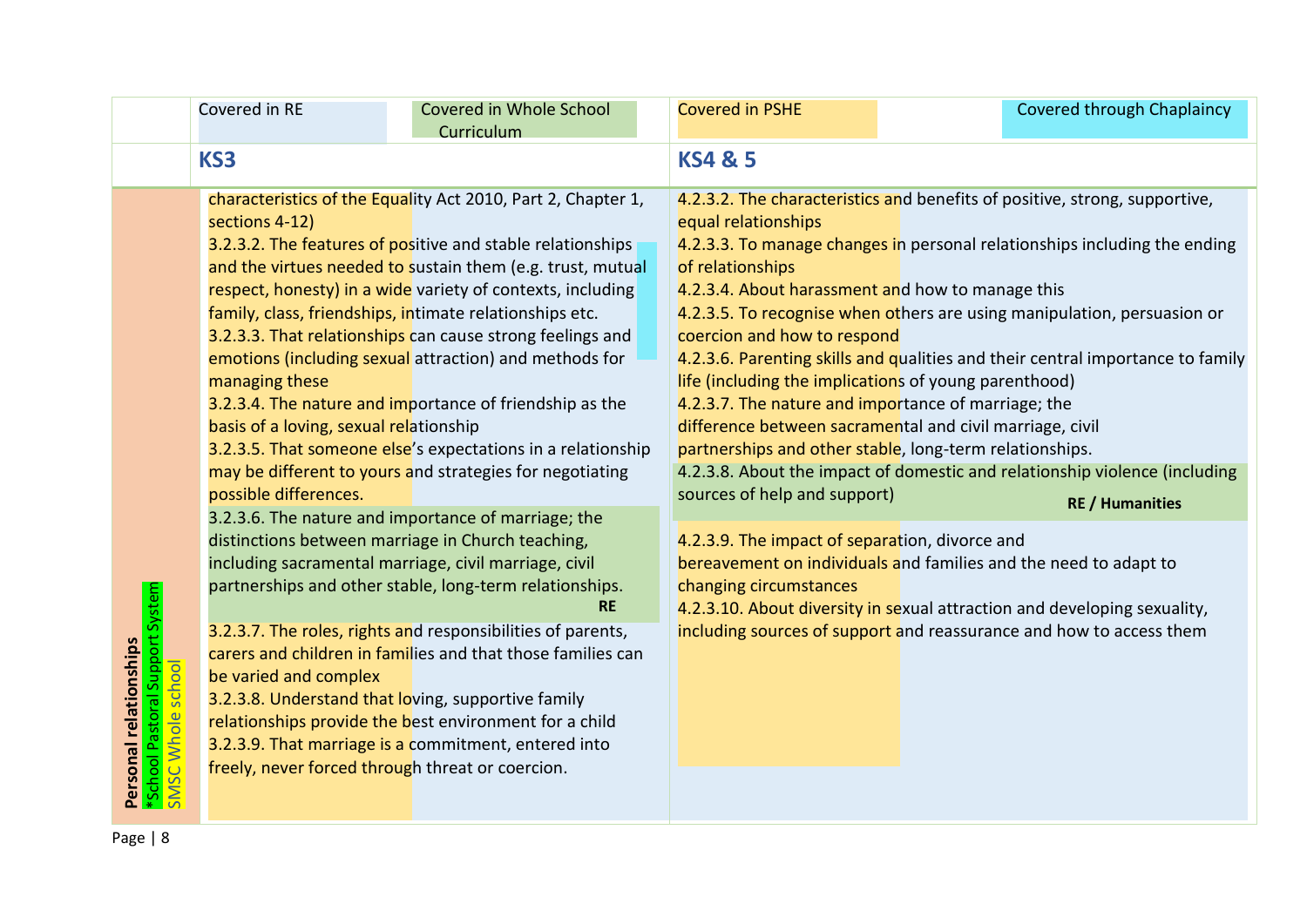| | Covered in RE / Covered in Whole School Curriculum | Covered in PSHE / Covered through Chaplaincy |
|---|---|---|
| | **KS3** | **KS4 & 5** |
| **Personal relationships** *School Pastoral Support System SMSC Whole school | characteristics of the Equality Act 2010, Part 2, Chapter 1, sections 4-12)<br>3.2.3.2. The features of positive and stable relationships and the virtues needed to sustain them (e.g. trust, mutual respect, honesty) in a wide variety of contexts, including family, class, friendships, intimate relationships etc.<br>3.2.3.3. That relationships can cause strong feelings and emotions (including sexual attraction) and methods for managing these<br>3.2.3.4. The nature and importance of friendship as the basis of a loving, sexual relationship<br>3.2.3.5. That someone else's expectations in a relationship may be different to yours and strategies for negotiating possible differences.<br>3.2.3.6. The nature and importance of marriage; the distinctions between marriage in Church teaching, including sacramental marriage, civil marriage, civil partnerships and other stable, long-term relationships. **RE**<br>3.2.3.7. The roles, rights and responsibilities of parents, carers and children in families and that those families can be varied and complex<br>3.2.3.8. Understand that loving, supportive family relationships provide the best environment for a child<br>3.2.3.9. That marriage is a commitment, entered into freely, never forced through threat or coercion. | 4.2.3.2. The characteristics and benefits of positive, strong, supportive, equal relationships<br>4.2.3.3. To manage changes in personal relationships including the ending of relationships<br>4.2.3.4. About harassment and how to manage this<br>4.2.3.5. To recognise when others are using manipulation, persuasion or coercion and how to respond<br>4.2.3.6. Parenting skills and qualities and their central importance to family life (including the implications of young parenthood)<br>4.2.3.7. The nature and importance of marriage; the difference between sacramental and civil marriage, civil partnerships and other stable, long-term relationships.<br>4.2.3.8. About the impact of domestic and relationship violence (including sources of help and support) **RE / Humanities**<br>4.2.3.9. The impact of separation, divorce and bereavement on individuals and families and the need to adapt to changing circumstances<br>4.2.3.10. About diversity in sexual attraction and developing sexuality, including sources of support and reassurance and how to access them |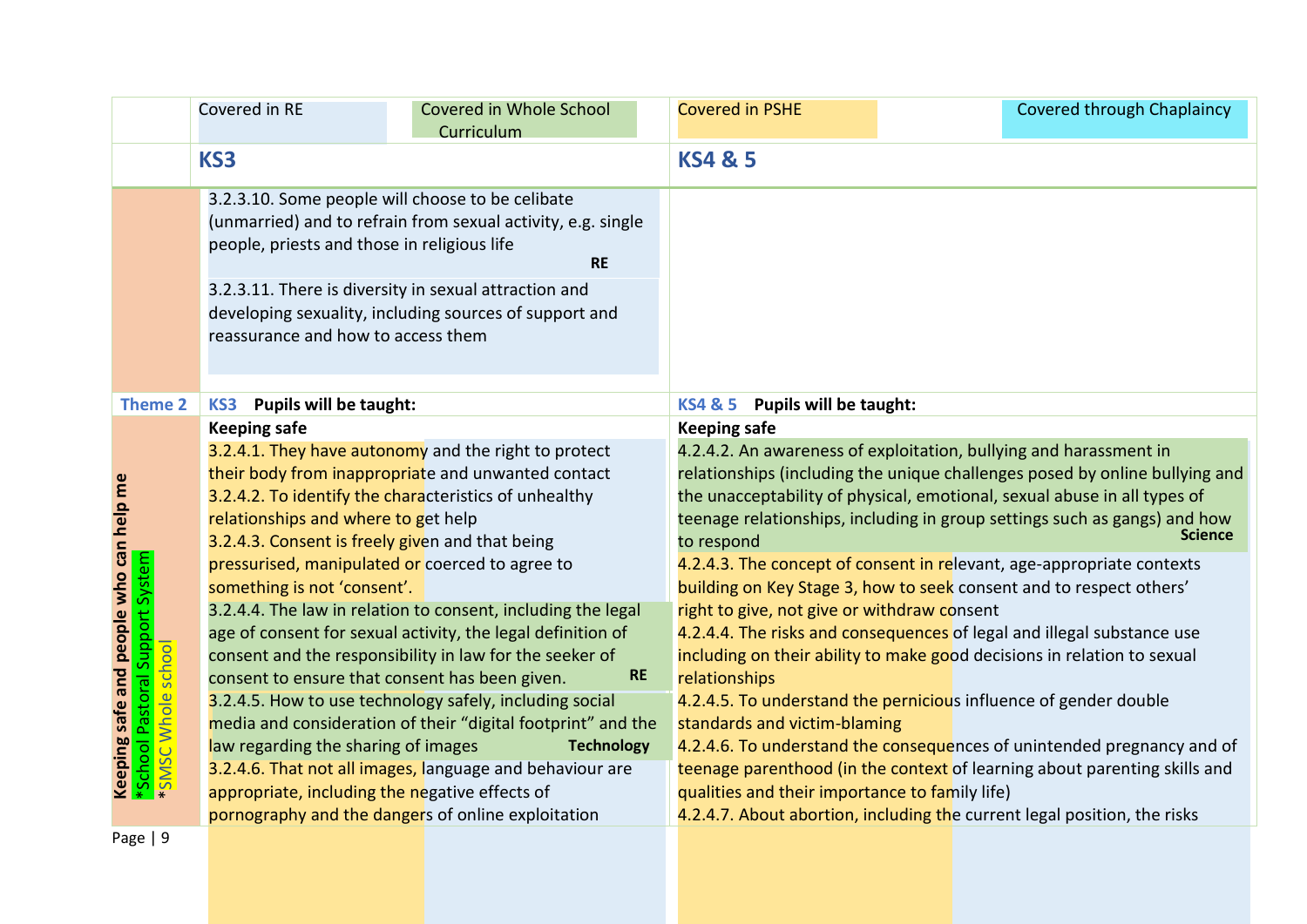| | Covered in RE / Covered in Whole School Curriculum | Covered in PSHE / Covered through Chaplaincy |
|---|---|---|
| | **KS3** | **KS4 & 5** |
| | 3.2.3.10. Some people will choose to be celibate (unmarried) and to refrain from sexual activity, e.g. single people, priests and those in religious life **RE**<br><br>3.2.3.11. There is diversity in sexual attraction and developing sexuality, including sources of support and reassurance and how to access them | |
| **Theme 2** | **KS3 Pupils will be taught:** | **KS4 & 5 Pupils will be taught:** |
| **Keeping safe and people who can help me**<br>*School Pastoral Support System<br>*SMSC Whole school | **Keeping safe**<br>3.2.4.1. They have autonomy and the right to protect their body from inappropriate and unwanted contact<br>3.2.4.2. To identify the characteristics of unhealthy relationships and where to get help<br>3.2.4.3. Consent is freely given and that being pressurised, manipulated or coerced to agree to something is not 'consent'.<br>3.2.4.4. The law in relation to consent, including the legal age of consent for sexual activity, the legal definition of consent and the responsibility in law for the seeker of consent to ensure that consent has been given. **RE**<br>3.2.4.5. How to use technology safely, including social media and consideration of their "digital footprint" and the law regarding the sharing of images **Technology**<br>3.2.4.6. That not all images, language and behaviour are appropriate, including the negative effects of pornography and the dangers of online exploitation | **Keeping safe**<br>4.2.4.2. An awareness of exploitation, bullying and harassment in relationships (including the unique challenges posed by online bullying and the unacceptability of physical, emotional, sexual abuse in all types of teenage relationships, including in group settings such as gangs) and how to respond **Science**<br>4.2.4.3. The concept of consent in relevant, age-appropriate contexts building on Key Stage 3, how to seek consent and to respect others' right to give, not give or withdraw consent<br>4.2.4.4. The risks and consequences of legal and illegal substance use including on their ability to make good decisions in relation to sexual relationships<br>4.2.4.5. To understand the pernicious influence of gender double standards and victim-blaming<br>4.2.4.6. To understand the consequences of unintended pregnancy and of teenage parenthood (in the context of learning about parenting skills and qualities and their importance to family life)<br>4.2.4.7. About abortion, including the current legal position, the risks |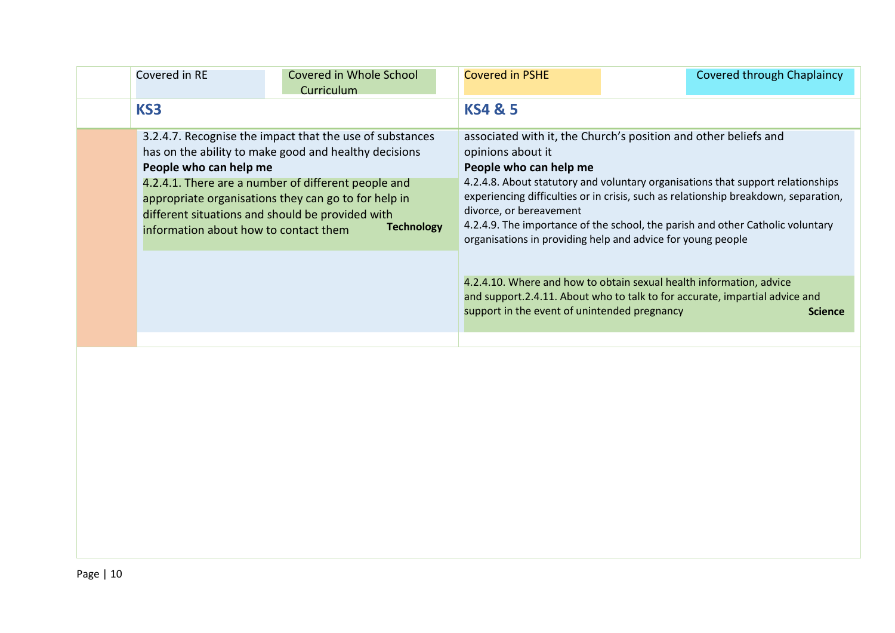| | Covered in RE | Covered in Whole School Curriculum | Covered in PSHE | Covered through Chaplaincy |
|---|---|---|---|---|
| | **KS3** | | **KS4 & 5** | |
| | 3.2.4.7. Recognise the impact that the use of substances has on the ability to make good and healthy decisions<br>**People who can help me**<br>4.2.4.1. There are a number of different people and appropriate organisations they can go to for help in different situations and should be provided with information about how to contact them **Technology** | | associated with it, the Church's position and other beliefs and opinions about it<br>**People who can help me**<br>4.2.4.8. About statutory and voluntary organisations that support relationships experiencing difficulties or in crisis, such as relationship breakdown, separation, divorce, or bereavement<br>4.2.4.9. The importance of the school, the parish and other Catholic voluntary organisations in providing help and advice for young people<br>4.2.4.10. Where and how to obtain sexual health information, advice and support.2.4.11. About who to talk to for accurate, impartial advice and support in the event of unintended pregnancy **Science** | |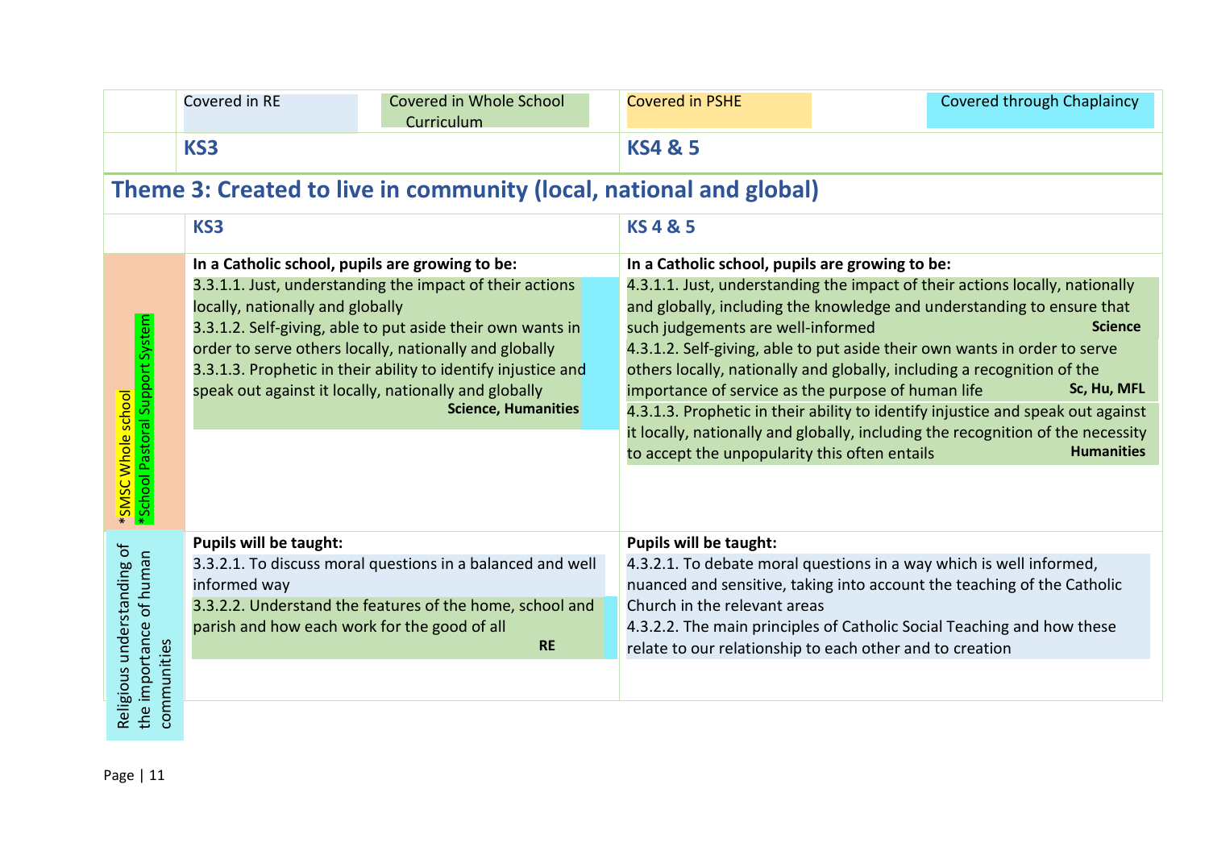| | Covered in RE / Covered in Whole School Curriculum | Covered in PSHE / Covered through Chaplaincy |
|---|---|---|
| | **KS3** | **KS4 & 5** |

## Theme 3: Created to live in community (local, national and global)

| | KS3 | KS 4 & 5 |
|---|---|---|
| *SMSC Whole school<br>*School Pastoral Support System | **In a Catholic school, pupils are growing to be:**<br>3.3.1.1. Just, understanding the impact of their actions locally, nationally and globally<br>3.3.1.2. Self-giving, able to put aside their own wants in order to serve others locally, nationally and globally<br>3.3.1.3. Prophetic in their ability to identify injustice and speak out against it locally, nationally and globally<br>**Science, Humanities** | **In a Catholic school, pupils are growing to be:**<br>4.3.1.1. Just, understanding the impact of their actions locally, nationally and globally, including the knowledge and understanding to ensure that such judgements are well-informed **Science**<br>4.3.1.2. Self-giving, able to put aside their own wants in order to serve others locally, nationally and globally, including a recognition of the importance of service as the purpose of human life **Sc, Hu, MFL**<br>4.3.1.3. Prophetic in their ability to identify injustice and speak out against it locally, nationally and globally, including the recognition of the necessity to accept the unpopularity this often entails **Humanities** |
| Religious understanding of the importance of human communities | **Pupils will be taught:**<br>3.3.2.1. To discuss moral questions in a balanced and well informed way<br>3.3.2.2. Understand the features of the home, school and parish and how each work for the good of all<br>**RE** | **Pupils will be taught:**<br>4.3.2.1. To debate moral questions in a way which is well informed, nuanced and sensitive, taking into account the teaching of the Catholic Church in the relevant areas<br>4.3.2.2. The main principles of Catholic Social Teaching and how these relate to our relationship to each other and to creation |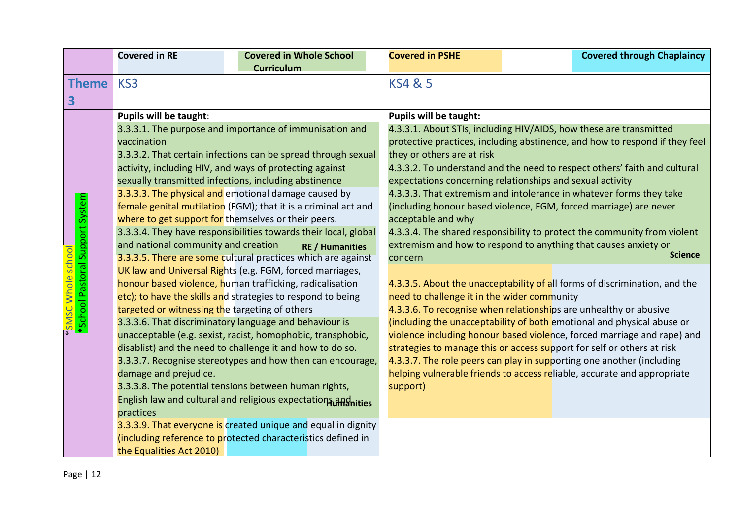| | Covered in RE / Covered in Whole School Curriculum | Covered in PSHE / Covered through Chaplaincy |
|---|---|---|
| **Theme 3** | KS3 | KS4 & 5 |
| * SMSC Whole school *School Pastoral Support System | **Pupils will be taught**:<br>3.3.3.1. The purpose and importance of immunisation and vaccination<br>3.3.3.2. That certain infections can be spread through sexual activity, including HIV, and ways of protecting against sexually transmitted infections, including abstinence<br>3.3.3.3. The physical and emotional damage caused by female genital mutilation (FGM); that it is a criminal act and where to get support for themselves or their peers.<br>3.3.3.4. They have responsibilities towards their local, global and national community and creation **RE / Humanities**<br>3.3.3.5. There are some cultural practices which are against UK law and Universal Rights (e.g. FGM, forced marriages, honour based violence, human trafficking, radicalisation etc); to have the skills and strategies to respond to being targeted or witnessing the targeting of others<br>3.3.3.6. That discriminatory language and behaviour is unacceptable (e.g. sexist, racist, homophobic, transphobic, disablist) and the need to challenge it and how to do so.<br>3.3.3.7. Recognise stereotypes and how then can encourage, damage and prejudice.<br>3.3.3.8. The potential tensions between human rights, English law and cultural and religious expectations and practices **Humanities**<br>3.3.3.9. That everyone is created unique and equal in dignity (including reference to protected characteristics defined in the Equalities Act 2010) | **Pupils will be taught:**<br>4.3.3.1. About STIs, including HIV/AIDS, how these are transmitted protective practices, including abstinence, and how to respond if they feel they or others are at risk<br>4.3.3.2. To understand and the need to respect others' faith and cultural expectations concerning relationships and sexual activity<br>4.3.3.3. That extremism and intolerance in whatever forms they take (including honour based violence, FGM, forced marriage) are never acceptable and why<br>4.3.3.4. The shared responsibility to protect the community from violent extremism and how to respond to anything that causes anxiety or concern **Science**<br>4.3.3.5. About the unacceptability of all forms of discrimination, and the need to challenge it in the wider community<br>4.3.3.6. To recognise when relationships are unhealthy or abusive (including the unacceptability of both emotional and physical abuse or violence including honour based violence, forced marriage and rape) and strategies to manage this or access support for self or others at risk<br>4.3.3.7. The role peers can play in supporting one another (including helping vulnerable friends to access reliable, accurate and appropriate support) |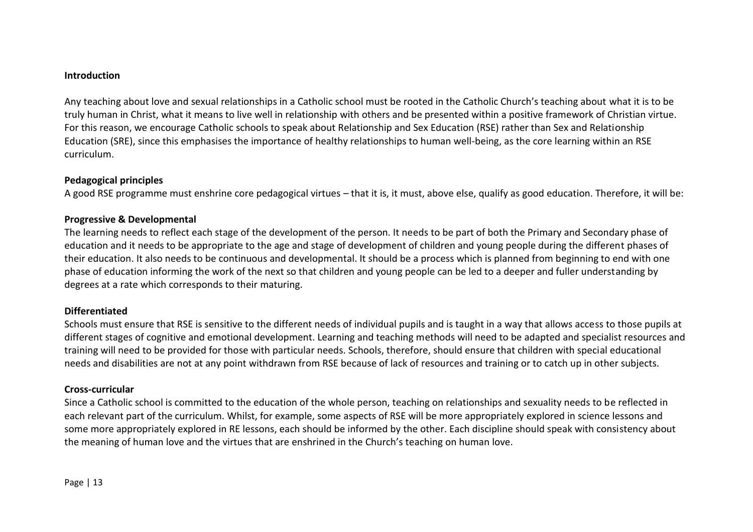**Introduction**

Any teaching about love and sexual relationships in a Catholic school must be rooted in the Catholic Church's teaching about what it is to be truly human in Christ, what it means to live well in relationship with others and be presented within a positive framework of Christian virtue. For this reason, we encourage Catholic schools to speak about Relationship and Sex Education (RSE) rather than Sex and Relationship Education (SRE), since this emphasises the importance of healthy relationships to human well-being, as the core learning within an RSE curriculum.

**Pedagogical principles**

A good RSE programme must enshrine core pedagogical virtues – that it is, it must, above else, qualify as good education. Therefore, it will be:

**Progressive & Developmental**

The learning needs to reflect each stage of the development of the person. It needs to be part of both the Primary and Secondary phase of education and it needs to be appropriate to the age and stage of development of children and young people during the different phases of their education. It also needs to be continuous and developmental. It should be a process which is planned from beginning to end with one phase of education informing the work of the next so that children and young people can be led to a deeper and fuller understanding by degrees at a rate which corresponds to their maturing.

**Differentiated**

Schools must ensure that RSE is sensitive to the different needs of individual pupils and is taught in a way that allows access to those pupils at different stages of cognitive and emotional development. Learning and teaching methods will need to be adapted and specialist resources and training will need to be provided for those with particular needs. Schools, therefore, should ensure that children with special educational needs and disabilities are not at any point withdrawn from RSE because of lack of resources and training or to catch up in other subjects.

**Cross-curricular**

Since a Catholic school is committed to the education of the whole person, teaching on relationships and sexuality needs to be reflected in each relevant part of the curriculum. Whilst, for example, some aspects of RSE will be more appropriately explored in science lessons and some more appropriately explored in RE lessons, each should be informed by the other. Each discipline should speak with consistency about the meaning of human love and the virtues that are enshrined in the Church's teaching on human love.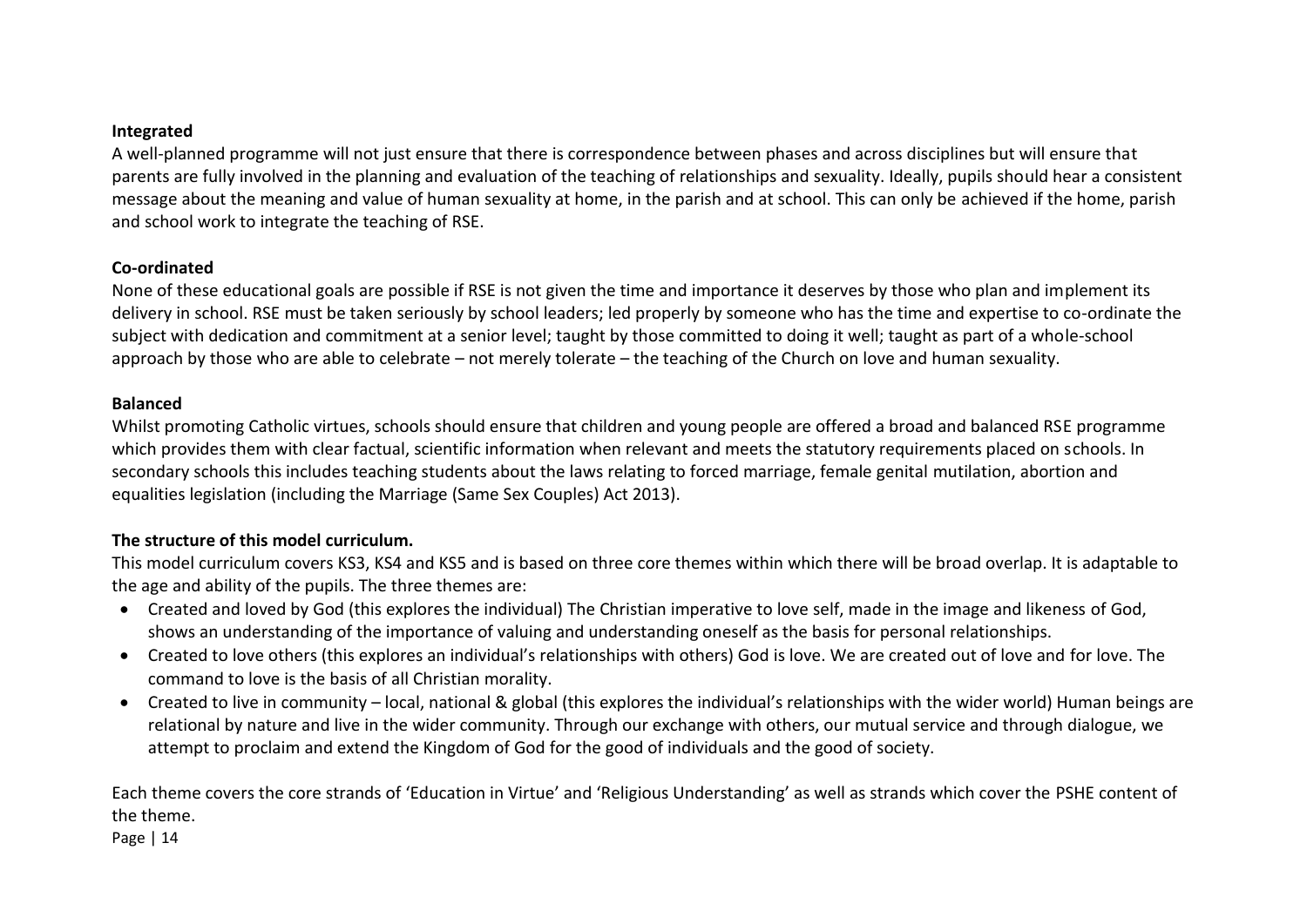**Integrated**

A well-planned programme will not just ensure that there is correspondence between phases and across disciplines but will ensure that parents are fully involved in the planning and evaluation of the teaching of relationships and sexuality. Ideally, pupils should hear a consistent message about the meaning and value of human sexuality at home, in the parish and at school. This can only be achieved if the home, parish and school work to integrate the teaching of RSE.

**Co-ordinated**

None of these educational goals are possible if RSE is not given the time and importance it deserves by those who plan and implement its delivery in school. RSE must be taken seriously by school leaders; led properly by someone who has the time and expertise to co-ordinate the subject with dedication and commitment at a senior level; taught by those committed to doing it well; taught as part of a whole-school approach by those who are able to celebrate – not merely tolerate – the teaching of the Church on love and human sexuality.

**Balanced**

Whilst promoting Catholic virtues, schools should ensure that children and young people are offered a broad and balanced RSE programme which provides them with clear factual, scientific information when relevant and meets the statutory requirements placed on schools. In secondary schools this includes teaching students about the laws relating to forced marriage, female genital mutilation, abortion and equalities legislation (including the Marriage (Same Sex Couples) Act 2013).

**The structure of this model curriculum.**

This model curriculum covers KS3, KS4 and KS5 and is based on three core themes within which there will be broad overlap. It is adaptable to the age and ability of the pupils. The three themes are:

- Created and loved by God (this explores the individual) The Christian imperative to love self, made in the image and likeness of God, shows an understanding of the importance of valuing and understanding oneself as the basis for personal relationships.
- Created to love others (this explores an individual's relationships with others) God is love. We are created out of love and for love. The command to love is the basis of all Christian morality.
- Created to live in community – local, national & global (this explores the individual's relationships with the wider world) Human beings are relational by nature and live in the wider community. Through our exchange with others, our mutual service and through dialogue, we attempt to proclaim and extend the Kingdom of God for the good of individuals and the good of society.

Each theme covers the core strands of 'Education in Virtue' and 'Religious Understanding' as well as strands which cover the PSHE content of the theme.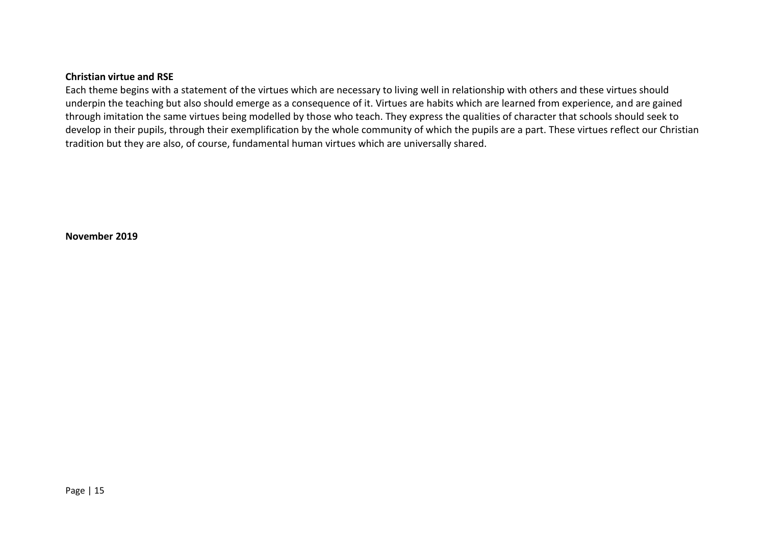**Christian virtue and RSE**

Each theme begins with a statement of the virtues which are necessary to living well in relationship with others and these virtues should underpin the teaching but also should emerge as a consequence of it. Virtues are habits which are learned from experience, and are gained through imitation the same virtues being modelled by those who teach. They express the qualities of character that schools should seek to develop in their pupils, through their exemplification by the whole community of which the pupils are a part. These virtues reflect our Christian tradition but they are also, of course, fundamental human virtues which are universally shared.

**November 2019**